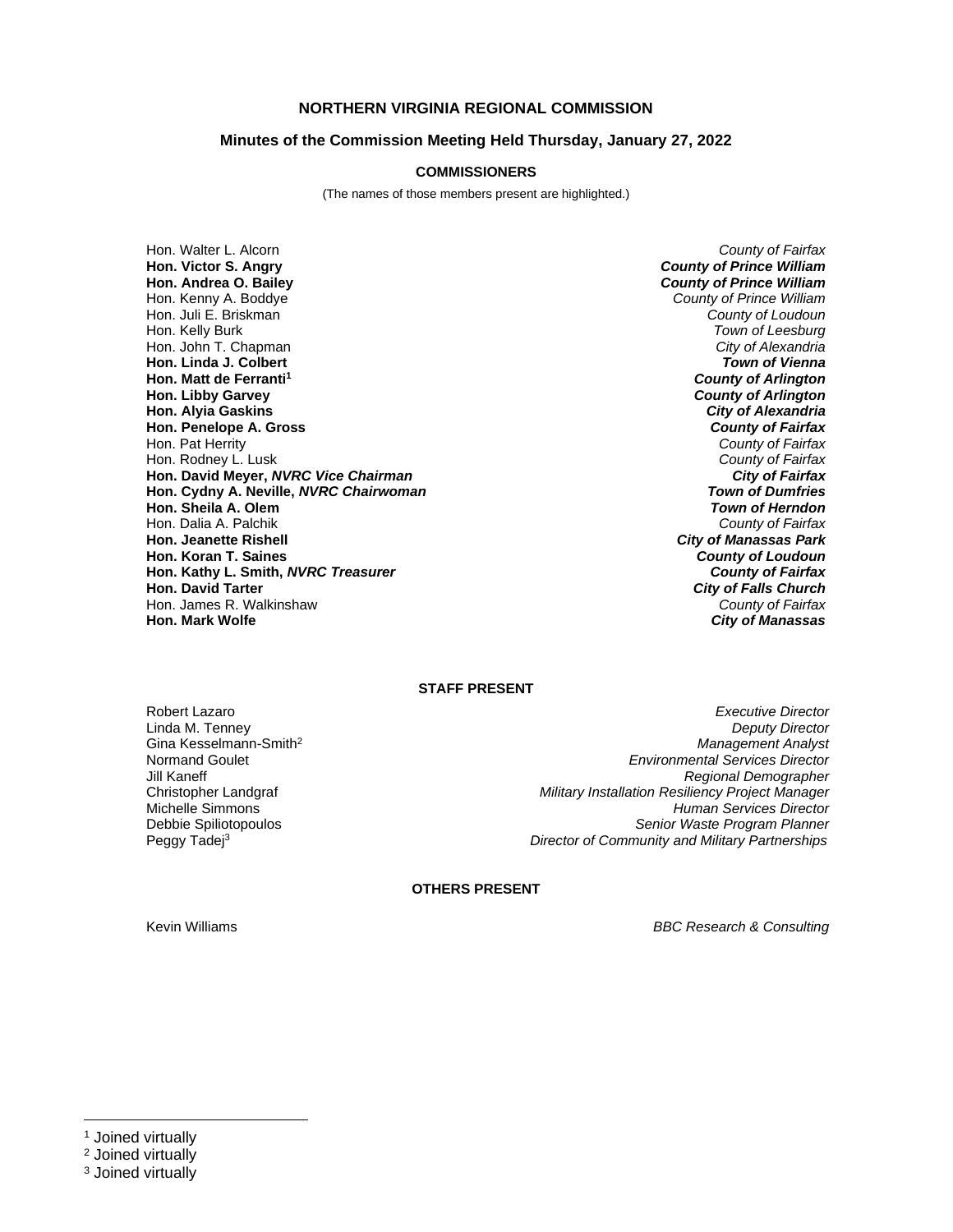# NORTHERN VIRGINIA REGIONAL COMMISSION

## Minutes of the Commission Meeting Held Thursday, January 27, 2022

### COMMISSIONERS

(The names of those members present are highlighted.)

| Name | Jurisdiction |
|---|---|
| Hon. Walter L. Alcorn | *County of Fairfax* |
| **Hon. Victor S. Angry** | ***County of Prince William*** |
| **Hon. Andrea O. Bailey** | ***County of Prince William*** |
| Hon. Kenny A. Boddye | *County of Prince William* |
| Hon. Juli E. Briskman | *County of Loudoun* |
| Hon. Kelly Burk | *Town of Leesburg* |
| Hon. John T. Chapman | *City of Alexandria* |
| **Hon. Linda J. Colbert** | ***Town of Vienna*** |
| **Hon. Matt de Ferranti[1]** | ***County of Arlington*** |
| **Hon. Libby Garvey** | ***County of Arlington*** |
| **Hon. Alyia Gaskins** | ***City of Alexandria*** |
| **Hon. Penelope A. Gross** | ***County of Fairfax*** |
| Hon. Pat Herrity | *County of Fairfax* |
| Hon. Rodney L. Lusk | *County of Fairfax* |
| **Hon. David Meyer, *NVRC Vice Chairman*** | ***City of Fairfax*** |
| **Hon. Cydny A. Neville, *NVRC Chairwoman*** | ***Town of Dumfries*** |
| **Hon. Sheila A. Olem** | ***Town of Herndon*** |
| Hon. Dalia A. Palchik | *County of Fairfax* |
| **Hon. Jeanette Rishell** | ***City of Manassas Park*** |
| **Hon. Koran T. Saines** | ***County of Loudoun*** |
| **Hon. Kathy L. Smith, *NVRC Treasurer*** | ***County of Fairfax*** |
| **Hon. David Tarter** | ***City of Falls Church*** |
| Hon. James R. Walkinshaw | *County of Fairfax* |
| **Hon. Mark Wolfe** | ***City of Manassas*** |

### STAFF PRESENT

| Name | Title |
|---|---|
| Robert Lazaro | *Executive Director* |
| Linda M. Tenney | *Deputy Director* |
| Gina Kesselmann-Smith[2] | *Management Analyst* |
| Normand Goulet | *Environmental Services Director* |
| Jill Kaneff | *Regional Demographer* |
| Christopher Landgraf | *Military Installation Resiliency Project Manager* |
| Michelle Simmons | *Human Services Director* |
| Debbie Spiliotopoulos | *Senior Waste Program Planner* |
| Peggy Tadej[3] | *Director of Community and Military Partnerships* |

### OTHERS PRESENT

| Name | Affiliation |
|---|---|
| Kevin Williams | *BBC Research & Consulting* |

---

[1] Joined virtually

[2] Joined virtually

[3] Joined virtually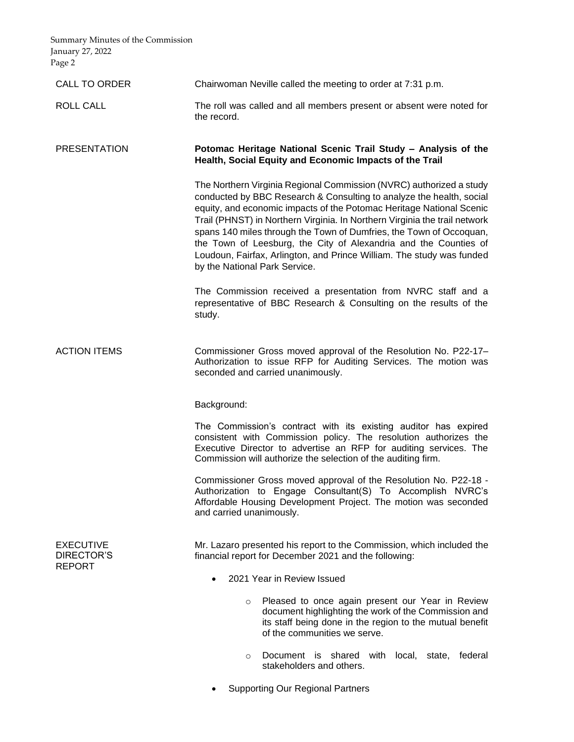**CALL TO ORDER**

Chairwoman Neville called the meeting to order at 7:31 p.m.

**ROLL CALL**

The roll was called and all members present or absent were noted for the record.

**PRESENTATION**

**Potomac Heritage National Scenic Trail Study – Analysis of the Health, Social Equity and Economic Impacts of the Trail**

The Northern Virginia Regional Commission (NVRC) authorized a study conducted by BBC Research & Consulting to analyze the health, social equity, and economic impacts of the Potomac Heritage National Scenic Trail (PHNST) in Northern Virginia. In Northern Virginia the trail network spans 140 miles through the Town of Dumfries, the Town of Occoquan, the Town of Leesburg, the City of Alexandria and the Counties of Loudoun, Fairfax, Arlington, and Prince William. The study was funded by the National Park Service.

The Commission received a presentation from NVRC staff and a representative of BBC Research & Consulting on the results of the study.

**ACTION ITEMS**

Commissioner Gross moved approval of the Resolution No. P22-17– Authorization to issue RFP for Auditing Services. The motion was seconded and carried unanimously.

Background:

The Commission's contract with its existing auditor has expired consistent with Commission policy. The resolution authorizes the Executive Director to advertise an RFP for auditing services. The Commission will authorize the selection of the auditing firm.

Commissioner Gross moved approval of the Resolution No. P22-18 - Authorization to Engage Consultant(S) To Accomplish NVRC's Affordable Housing Development Project. The motion was seconded and carried unanimously.

**EXECUTIVE DIRECTOR'S REPORT**

Mr. Lazaro presented his report to the Commission, which included the financial report for December 2021 and the following:

- 2021 Year in Review Issued
  - Pleased to once again present our Year in Review document highlighting the work of the Commission and its staff being done in the region to the mutual benefit of the communities we serve.
  - Document is shared with local, state, federal stakeholders and others.
- Supporting Our Regional Partners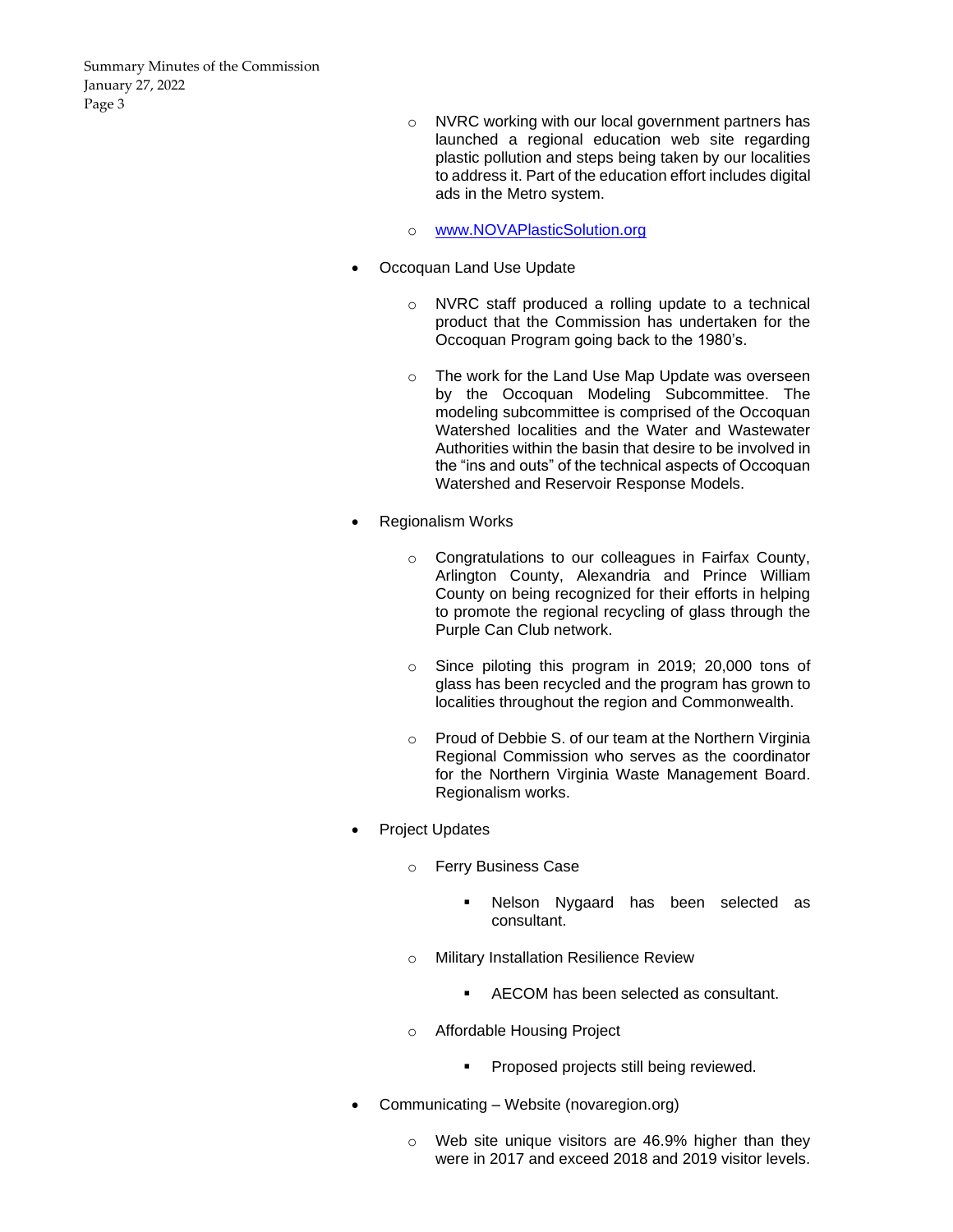- NVRC working with our local government partners has launched a regional education web site regarding plastic pollution and steps being taken by our localities to address it. Part of the education effort includes digital ads in the Metro system.
- www.NOVAPlasticSolution.org

- Occoquan Land Use Update
  - NVRC staff produced a rolling update to a technical product that the Commission has undertaken for the Occoquan Program going back to the 1980's.
  - The work for the Land Use Map Update was overseen by the Occoquan Modeling Subcommittee. The modeling subcommittee is comprised of the Occoquan Watershed localities and the Water and Wastewater Authorities within the basin that desire to be involved in the "ins and outs" of the technical aspects of Occoquan Watershed and Reservoir Response Models.

- Regionalism Works
  - Congratulations to our colleagues in Fairfax County, Arlington County, Alexandria and Prince William County on being recognized for their efforts in helping to promote the regional recycling of glass through the Purple Can Club network.
  - Since piloting this program in 2019; 20,000 tons of glass has been recycled and the program has grown to localities throughout the region and Commonwealth.
  - Proud of Debbie S. of our team at the Northern Virginia Regional Commission who serves as the coordinator for the Northern Virginia Waste Management Board. Regionalism works.

- Project Updates
  - Ferry Business Case
    - Nelson Nygaard has been selected as consultant.
  - Military Installation Resilience Review
    - AECOM has been selected as consultant.
  - Affordable Housing Project
    - Proposed projects still being reviewed.

- Communicating – Website (novaregion.org)
  - Web site unique visitors are 46.9% higher than they were in 2017 and exceed 2018 and 2019 visitor levels.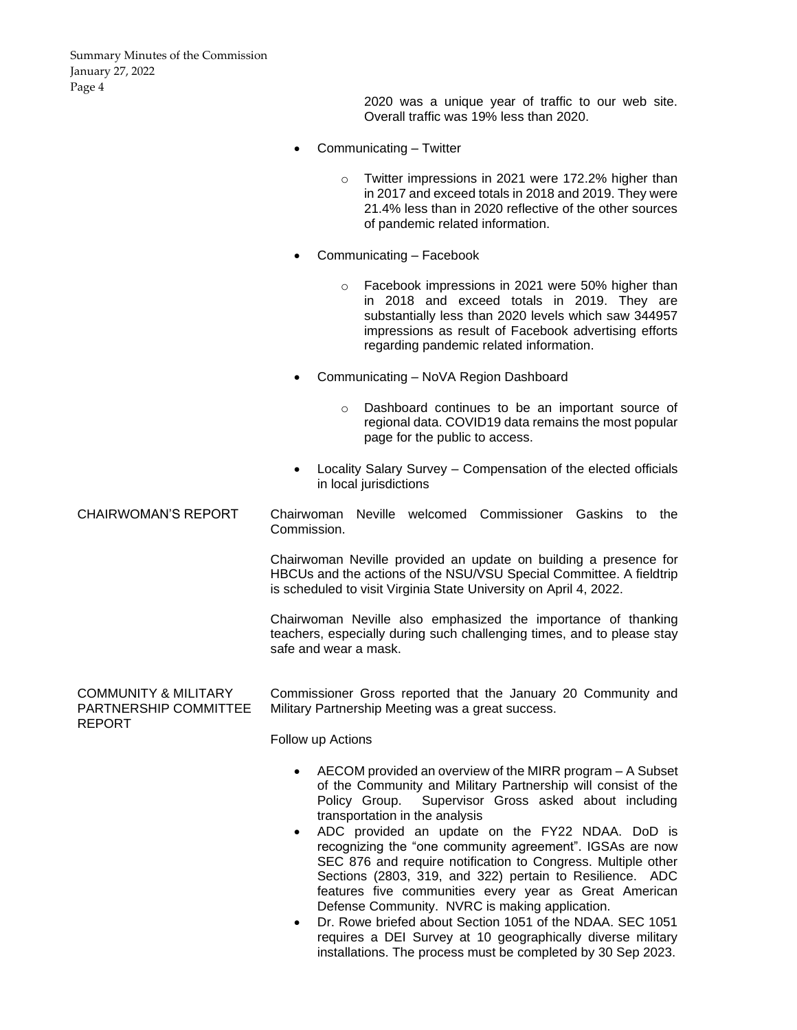2020 was a unique year of traffic to our web site. Overall traffic was 19% less than 2020.

- Communicating – Twitter
    - Twitter impressions in 2021 were 172.2% higher than in 2017 and exceed totals in 2018 and 2019. They were 21.4% less than in 2020 reflective of the other sources of pandemic related information.
- Communicating – Facebook
    - Facebook impressions in 2021 were 50% higher than in 2018 and exceed totals in 2019. They are substantially less than 2020 levels which saw 344957 impressions as result of Facebook advertising efforts regarding pandemic related information.
- Communicating – NoVA Region Dashboard
    - Dashboard continues to be an important source of regional data. COVID19 data remains the most popular page for the public to access.
- Locality Salary Survey – Compensation of the elected officials in local jurisdictions

## CHAIRWOMAN'S REPORT

Chairwoman Neville welcomed Commissioner Gaskins to the Commission.

Chairwoman Neville provided an update on building a presence for HBCUs and the actions of the NSU/VSU Special Committee. A fieldtrip is scheduled to visit Virginia State University on April 4, 2022.

Chairwoman Neville also emphasized the importance of thanking teachers, especially during such challenging times, and to please stay safe and wear a mask.

## COMMUNITY & MILITARY PARTNERSHIP COMMITTEE REPORT

Commissioner Gross reported that the January 20 Community and Military Partnership Meeting was a great success.

Follow up Actions

- AECOM provided an overview of the MIRR program – A Subset of the Community and Military Partnership will consist of the Policy Group. Supervisor Gross asked about including transportation in the analysis
- ADC provided an update on the FY22 NDAA. DoD is recognizing the "one community agreement". IGSAs are now SEC 876 and require notification to Congress. Multiple other Sections (2803, 319, and 322) pertain to Resilience. ADC features five communities every year as Great American Defense Community. NVRC is making application.
- Dr. Rowe briefed about Section 1051 of the NDAA. SEC 1051 requires a DEI Survey at 10 geographically diverse military installations. The process must be completed by 30 Sep 2023.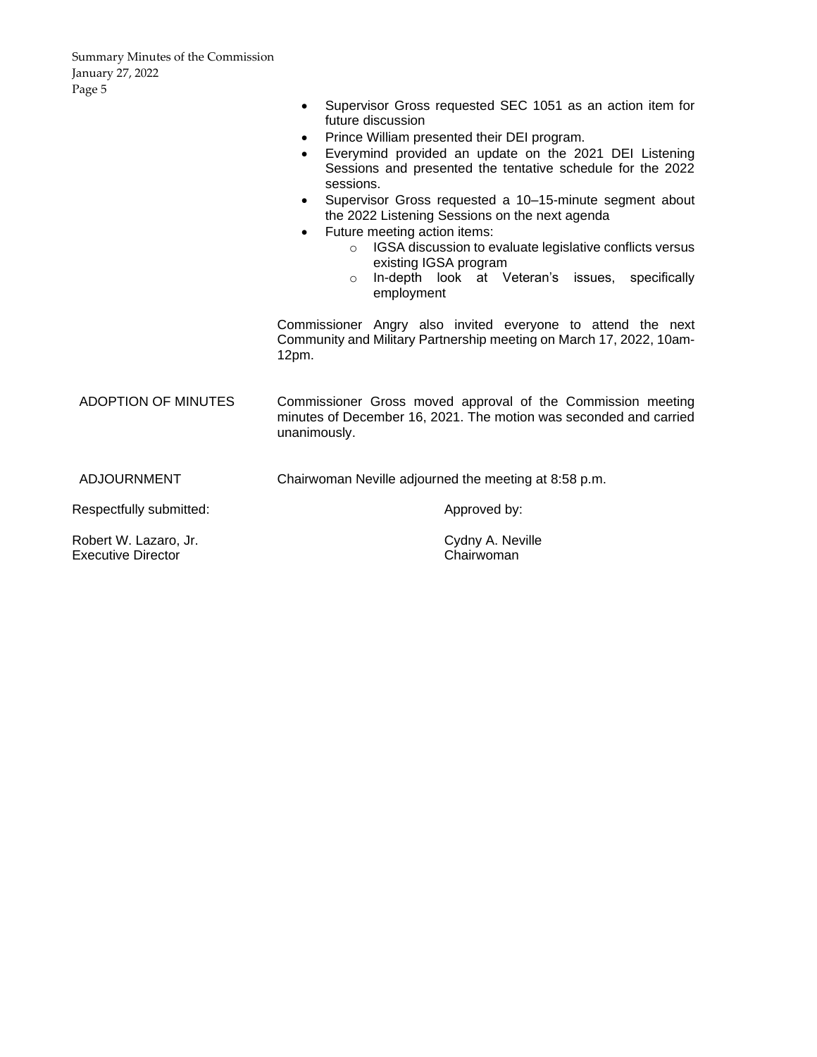- Supervisor Gross requested SEC 1051 as an action item for future discussion
- Prince William presented their DEI program.
- Everymind provided an update on the 2021 DEI Listening Sessions and presented the tentative schedule for the 2022 sessions.
- Supervisor Gross requested a 10–15-minute segment about the 2022 Listening Sessions on the next agenda
- Future meeting action items:
  - IGSA discussion to evaluate legislative conflicts versus existing IGSA program
  - In-depth look at Veteran's issues, specifically employment

Commissioner Angry also invited everyone to attend the next Community and Military Partnership meeting on March 17, 2022, 10am-12pm.

ADOPTION OF MINUTES

Commissioner Gross moved approval of the Commission meeting minutes of December 16, 2021. The motion was seconded and carried unanimously.

ADJOURNMENT

Chairwoman Neville adjourned the meeting at 8:58 p.m.

Respectfully submitted:

Robert W. Lazaro, Jr.
Executive Director

Approved by:

Cydny A. Neville
Chairwoman